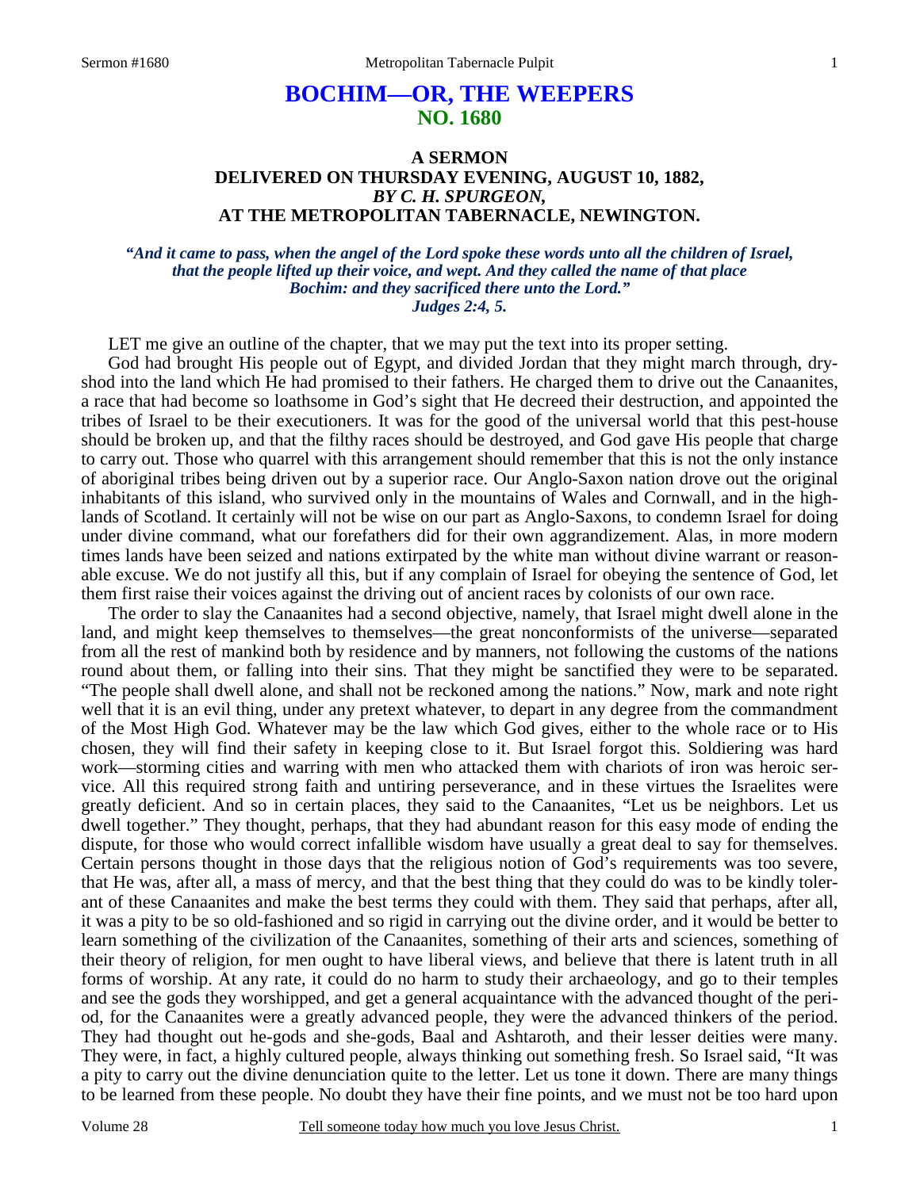# BOCHIM—OR, THE WEEPERS
## NO. 1680

### A SERMON
### DELIVERED ON THURSDAY EVENING, AUGUST 10, 1882,
### *BY C. H. SPURGEON,*
### AT THE METROPOLITAN TABERNACLE, NEWINGTON.

***"And it came to pass, when the angel of the Lord spoke these words unto all the children of Israel, that the people lifted up their voice, and wept. And they called the name of that place Bochim: and they sacrificed there unto the Lord." Judges 2:4, 5.***

LET me give an outline of the chapter, that we may put the text into its proper setting.

God had brought His people out of Egypt, and divided Jordan that they might march through, dry-shod into the land which He had promised to their fathers. He charged them to drive out the Canaanites, a race that had become so loathsome in God's sight that He decreed their destruction, and appointed the tribes of Israel to be their executioners. It was for the good of the universal world that this pest-house should be broken up, and that the filthy races should be destroyed, and God gave His people that charge to carry out. Those who quarrel with this arrangement should remember that this is not the only instance of aboriginal tribes being driven out by a superior race. Our Anglo-Saxon nation drove out the original inhabitants of this island, who survived only in the mountains of Wales and Cornwall, and in the highlands of Scotland. It certainly will not be wise on our part as Anglo-Saxons, to condemn Israel for doing under divine command, what our forefathers did for their own aggrandizement. Alas, in more modern times lands have been seized and nations extirpated by the white man without divine warrant or reasonable excuse. We do not justify all this, but if any complain of Israel for obeying the sentence of God, let them first raise their voices against the driving out of ancient races by colonists of our own race.

The order to slay the Canaanites had a second objective, namely, that Israel might dwell alone in the land, and might keep themselves to themselves—the great nonconformists of the universe—separated from all the rest of mankind both by residence and by manners, not following the customs of the nations round about them, or falling into their sins. That they might be sanctified they were to be separated. "The people shall dwell alone, and shall not be reckoned among the nations." Now, mark and note right well that it is an evil thing, under any pretext whatever, to depart in any degree from the commandment of the Most High God. Whatever may be the law which God gives, either to the whole race or to His chosen, they will find their safety in keeping close to it. But Israel forgot this. Soldiering was hard work—storming cities and warring with men who attacked them with chariots of iron was heroic service. All this required strong faith and untiring perseverance, and in these virtues the Israelites were greatly deficient. And so in certain places, they said to the Canaanites, "Let us be neighbors. Let us dwell together." They thought, perhaps, that they had abundant reason for this easy mode of ending the dispute, for those who would correct infallible wisdom have usually a great deal to say for themselves. Certain persons thought in those days that the religious notion of God's requirements was too severe, that He was, after all, a mass of mercy, and that the best thing that they could do was to be kindly tolerant of these Canaanites and make the best terms they could with them. They said that perhaps, after all, it was a pity to be so old-fashioned and so rigid in carrying out the divine order, and it would be better to learn something of the civilization of the Canaanites, something of their arts and sciences, something of their theory of religion, for men ought to have liberal views, and believe that there is latent truth in all forms of worship. At any rate, it could do no harm to study their archaeology, and go to their temples and see the gods they worshipped, and get a general acquaintance with the advanced thought of the period, for the Canaanites were a greatly advanced people, they were the advanced thinkers of the period. They had thought out he-gods and she-gods, Baal and Ashtaroth, and their lesser deities were many. They were, in fact, a highly cultured people, always thinking out something fresh. So Israel said, "It was a pity to carry out the divine denunciation quite to the letter. Let us tone it down. There are many things to be learned from these people. No doubt they have their fine points, and we must not be too hard upon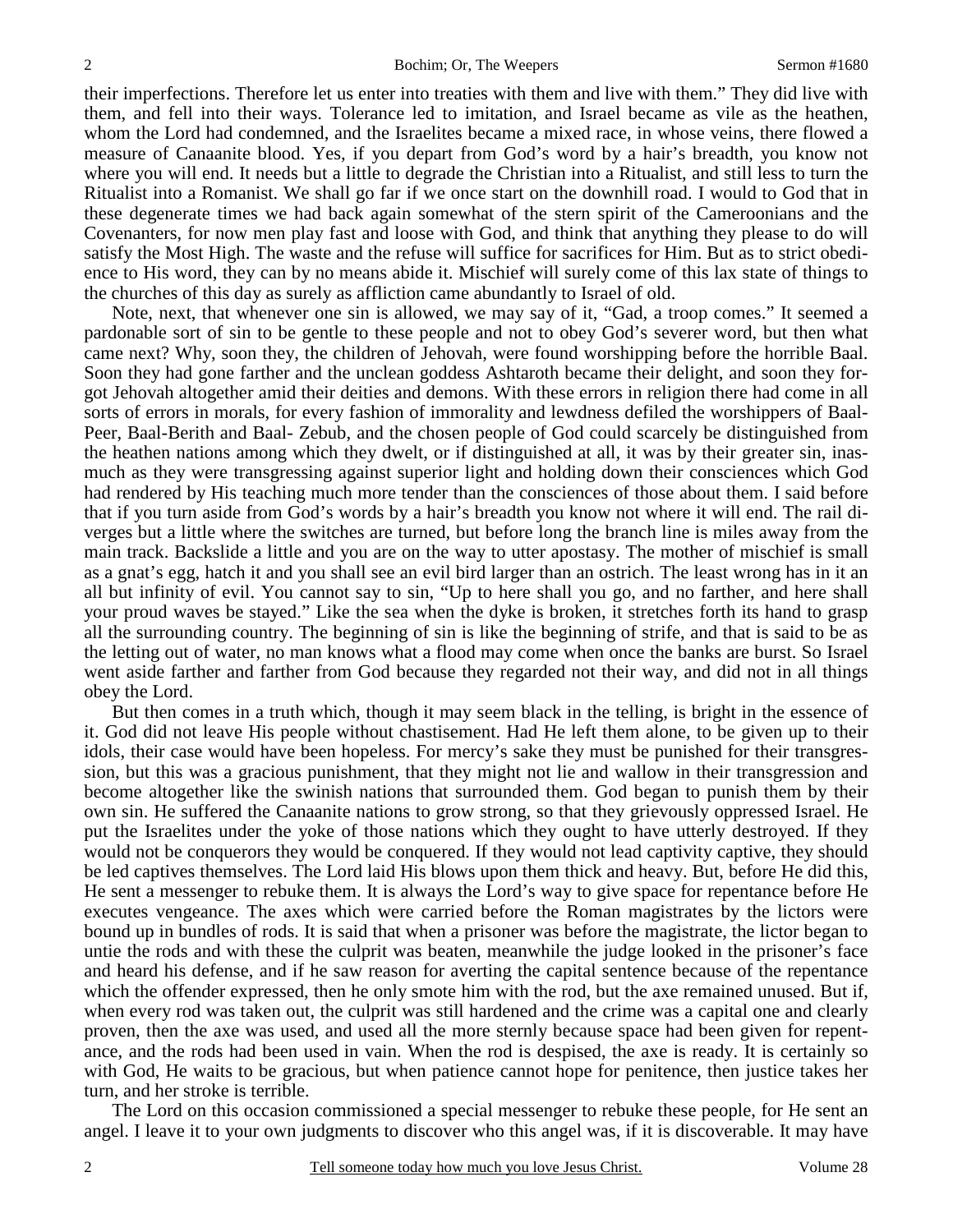their imperfections. Therefore let us enter into treaties with them and live with them." They did live with them, and fell into their ways. Tolerance led to imitation, and Israel became as vile as the heathen, whom the Lord had condemned, and the Israelites became a mixed race, in whose veins, there flowed a measure of Canaanite blood. Yes, if you depart from God's word by a hair's breadth, you know not where you will end. It needs but a little to degrade the Christian into a Ritualist, and still less to turn the Ritualist into a Romanist. We shall go far if we once start on the downhill road. I would to God that in these degenerate times we had back again somewhat of the stern spirit of the Cameroonians and the Covenanters, for now men play fast and loose with God, and think that anything they please to do will satisfy the Most High. The waste and the refuse will suffice for sacrifices for Him. But as to strict obedience to His word, they can by no means abide it. Mischief will surely come of this lax state of things to the churches of this day as surely as affliction came abundantly to Israel of old.

Note, next, that whenever one sin is allowed, we may say of it, "Gad, a troop comes." It seemed a pardonable sort of sin to be gentle to these people and not to obey God's severer word, but then what came next? Why, soon they, the children of Jehovah, were found worshipping before the horrible Baal. Soon they had gone farther and the unclean goddess Ashtaroth became their delight, and soon they forgot Jehovah altogether amid their deities and demons. With these errors in religion there had come in all sorts of errors in morals, for every fashion of immorality and lewdness defiled the worshippers of Baal-Peer, Baal-Berith and Baal- Zebub, and the chosen people of God could scarcely be distinguished from the heathen nations among which they dwelt, or if distinguished at all, it was by their greater sin, inasmuch as they were transgressing against superior light and holding down their consciences which God had rendered by His teaching much more tender than the consciences of those about them. I said before that if you turn aside from God's words by a hair's breadth you know not where it will end. The rail diverges but a little where the switches are turned, but before long the branch line is miles away from the main track. Backslide a little and you are on the way to utter apostasy. The mother of mischief is small as a gnat's egg, hatch it and you shall see an evil bird larger than an ostrich. The least wrong has in it an all but infinity of evil. You cannot say to sin, "Up to here shall you go, and no farther, and here shall your proud waves be stayed." Like the sea when the dyke is broken, it stretches forth its hand to grasp all the surrounding country. The beginning of sin is like the beginning of strife, and that is said to be as the letting out of water, no man knows what a flood may come when once the banks are burst. So Israel went aside farther and farther from God because they regarded not their way, and did not in all things obey the Lord.

But then comes in a truth which, though it may seem black in the telling, is bright in the essence of it. God did not leave His people without chastisement. Had He left them alone, to be given up to their idols, their case would have been hopeless. For mercy's sake they must be punished for their transgression, but this was a gracious punishment, that they might not lie and wallow in their transgression and become altogether like the swinish nations that surrounded them. God began to punish them by their own sin. He suffered the Canaanite nations to grow strong, so that they grievously oppressed Israel. He put the Israelites under the yoke of those nations which they ought to have utterly destroyed. If they would not be conquerors they would be conquered. If they would not lead captivity captive, they should be led captives themselves. The Lord laid His blows upon them thick and heavy. But, before He did this, He sent a messenger to rebuke them. It is always the Lord's way to give space for repentance before He executes vengeance. The axes which were carried before the Roman magistrates by the lictors were bound up in bundles of rods. It is said that when a prisoner was before the magistrate, the lictor began to untie the rods and with these the culprit was beaten, meanwhile the judge looked in the prisoner's face and heard his defense, and if he saw reason for averting the capital sentence because of the repentance which the offender expressed, then he only smote him with the rod, but the axe remained unused. But if, when every rod was taken out, the culprit was still hardened and the crime was a capital one and clearly proven, then the axe was used, and used all the more sternly because space had been given for repentance, and the rods had been used in vain. When the rod is despised, the axe is ready. It is certainly so with God, He waits to be gracious, but when patience cannot hope for penitence, then justice takes her turn, and her stroke is terrible.

The Lord on this occasion commissioned a special messenger to rebuke these people, for He sent an angel. I leave it to your own judgments to discover who this angel was, if it is discoverable. It may have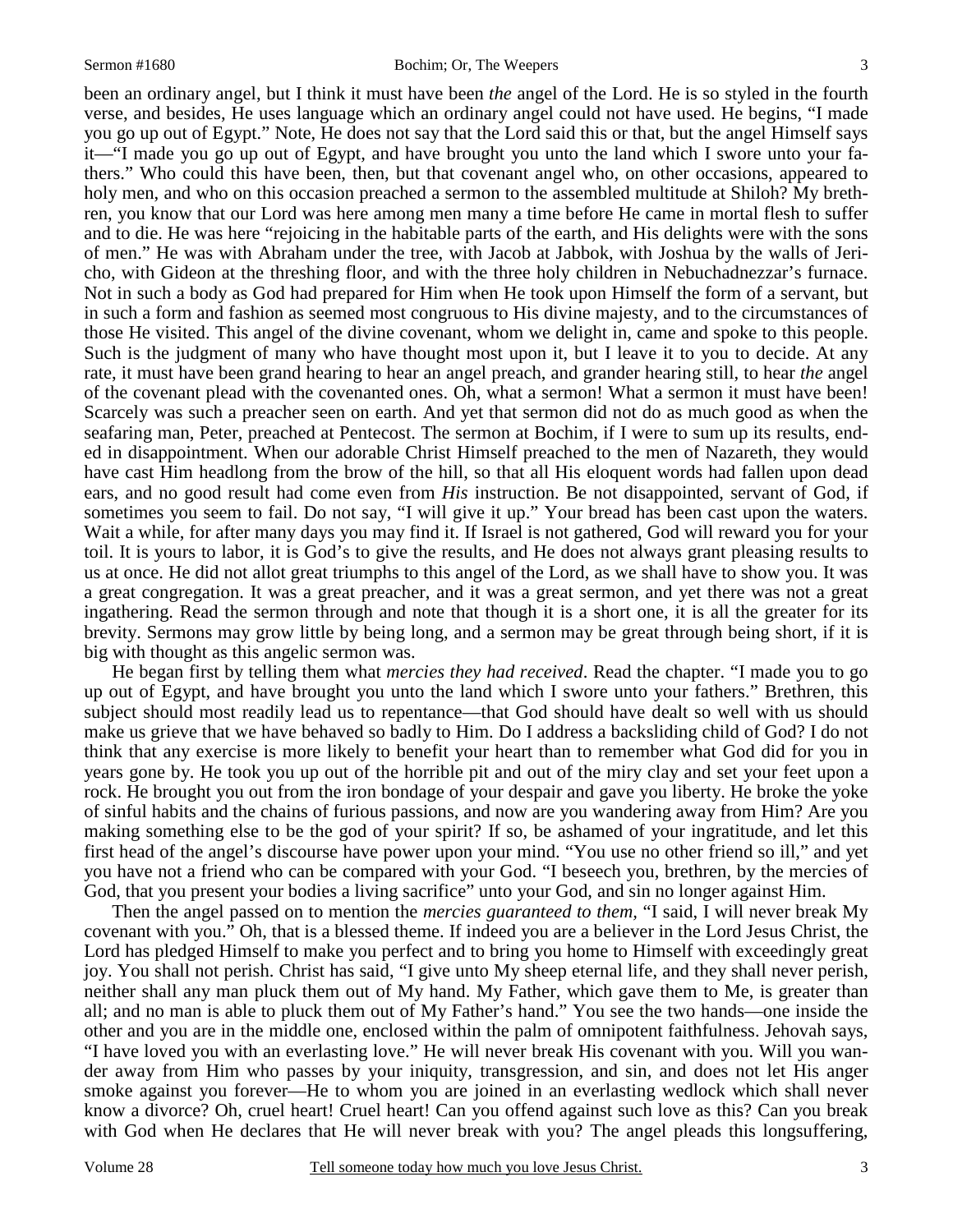been an ordinary angel, but I think it must have been *the* angel of the Lord. He is so styled in the fourth verse, and besides, He uses language which an ordinary angel could not have used. He begins, "I made you go up out of Egypt." Note, He does not say that the Lord said this or that, but the angel Himself says it—"I made you go up out of Egypt, and have brought you unto the land which I swore unto your fathers." Who could this have been, then, but that covenant angel who, on other occasions, appeared to holy men, and who on this occasion preached a sermon to the assembled multitude at Shiloh? My brethren, you know that our Lord was here among men many a time before He came in mortal flesh to suffer and to die. He was here "rejoicing in the habitable parts of the earth, and His delights were with the sons of men." He was with Abraham under the tree, with Jacob at Jabbok, with Joshua by the walls of Jericho, with Gideon at the threshing floor, and with the three holy children in Nebuchadnezzar's furnace. Not in such a body as God had prepared for Him when He took upon Himself the form of a servant, but in such a form and fashion as seemed most congruous to His divine majesty, and to the circumstances of those He visited. This angel of the divine covenant, whom we delight in, came and spoke to this people. Such is the judgment of many who have thought most upon it, but I leave it to you to decide. At any rate, it must have been grand hearing to hear an angel preach, and grander hearing still, to hear *the* angel of the covenant plead with the covenanted ones. Oh, what a sermon! What a sermon it must have been! Scarcely was such a preacher seen on earth. And yet that sermon did not do as much good as when the seafaring man, Peter, preached at Pentecost. The sermon at Bochim, if I were to sum up its results, ended in disappointment. When our adorable Christ Himself preached to the men of Nazareth, they would have cast Him headlong from the brow of the hill, so that all His eloquent words had fallen upon dead ears, and no good result had come even from *His* instruction. Be not disappointed, servant of God, if sometimes you seem to fail. Do not say, "I will give it up." Your bread has been cast upon the waters. Wait a while, for after many days you may find it. If Israel is not gathered, God will reward you for your toil. It is yours to labor, it is God's to give the results, and He does not always grant pleasing results to us at once. He did not allot great triumphs to this angel of the Lord, as we shall have to show you. It was a great congregation. It was a great preacher, and it was a great sermon, and yet there was not a great ingathering. Read the sermon through and note that though it is a short one, it is all the greater for its brevity. Sermons may grow little by being long, and a sermon may be great through being short, if it is big with thought as this angelic sermon was.

He began first by telling them what *mercies they had received*. Read the chapter. "I made you to go up out of Egypt, and have brought you unto the land which I swore unto your fathers." Brethren, this subject should most readily lead us to repentance—that God should have dealt so well with us should make us grieve that we have behaved so badly to Him. Do I address a backsliding child of God? I do not think that any exercise is more likely to benefit your heart than to remember what God did for you in years gone by. He took you up out of the horrible pit and out of the miry clay and set your feet upon a rock. He brought you out from the iron bondage of your despair and gave you liberty. He broke the yoke of sinful habits and the chains of furious passions, and now are you wandering away from Him? Are you making something else to be the god of your spirit? If so, be ashamed of your ingratitude, and let this first head of the angel's discourse have power upon your mind. "You use no other friend so ill," and yet you have not a friend who can be compared with your God. "I beseech you, brethren, by the mercies of God, that you present your bodies a living sacrifice" unto your God, and sin no longer against Him.

Then the angel passed on to mention the *mercies guaranteed to them*, "I said, I will never break My covenant with you." Oh, that is a blessed theme. If indeed you are a believer in the Lord Jesus Christ, the Lord has pledged Himself to make you perfect and to bring you home to Himself with exceedingly great joy. You shall not perish. Christ has said, "I give unto My sheep eternal life, and they shall never perish, neither shall any man pluck them out of My hand. My Father, which gave them to Me, is greater than all; and no man is able to pluck them out of My Father's hand." You see the two hands—one inside the other and you are in the middle one, enclosed within the palm of omnipotent faithfulness. Jehovah says, "I have loved you with an everlasting love." He will never break His covenant with you. Will you wander away from Him who passes by your iniquity, transgression, and sin, and does not let His anger smoke against you forever—He to whom you are joined in an everlasting wedlock which shall never know a divorce? Oh, cruel heart! Cruel heart! Can you offend against such love as this? Can you break with God when He declares that He will never break with you? The angel pleads this longsuffering,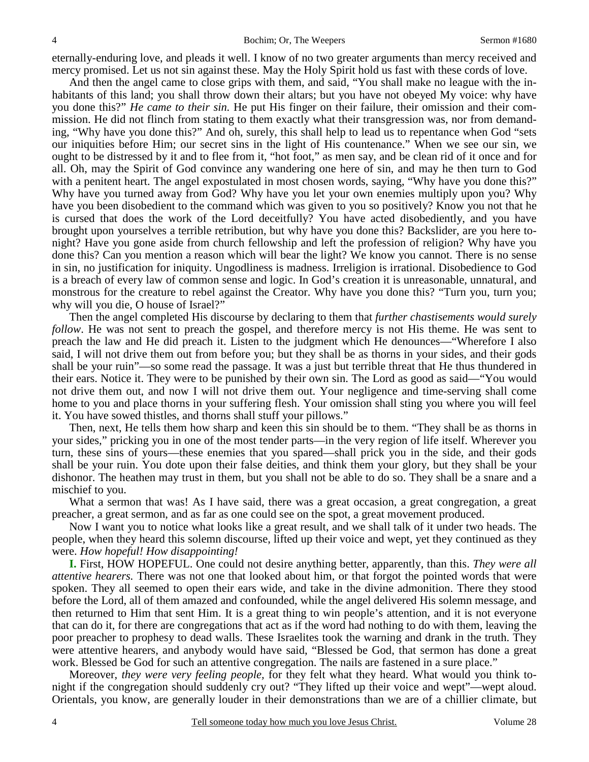eternally-enduring love, and pleads it well. I know of no two greater arguments than mercy received and mercy promised. Let us not sin against these. May the Holy Spirit hold us fast with these cords of love.

And then the angel came to close grips with them, and said, "You shall make no league with the inhabitants of this land; you shall throw down their altars; but you have not obeyed My voice: why have you done this?" *He came to their sin.* He put His finger on their failure, their omission and their commission. He did not flinch from stating to them exactly what their transgression was, nor from demanding, "Why have you done this?" And oh, surely, this shall help to lead us to repentance when God "sets our iniquities before Him; our secret sins in the light of His countenance." When we see our sin, we ought to be distressed by it and to flee from it, "hot foot," as men say, and be clean rid of it once and for all. Oh, may the Spirit of God convince any wandering one here of sin, and may he then turn to God with a penitent heart. The angel expostulated in most chosen words, saying, "Why have you done this?" Why have you turned away from God? Why have you let your own enemies multiply upon you? Why have you been disobedient to the command which was given to you so positively? Know you not that he is cursed that does the work of the Lord deceitfully? You have acted disobediently, and you have brought upon yourselves a terrible retribution, but why have you done this? Backslider, are you here tonight? Have you gone aside from church fellowship and left the profession of religion? Why have you done this? Can you mention a reason which will bear the light? We know you cannot. There is no sense in sin, no justification for iniquity. Ungodliness is madness. Irreligion is irrational. Disobedience to God is a breach of every law of common sense and logic. In God's creation it is unreasonable, unnatural, and monstrous for the creature to rebel against the Creator. Why have you done this? "Turn you, turn you; why will you die, O house of Israel?"

Then the angel completed His discourse by declaring to them that *further chastisements would surely follow*. He was not sent to preach the gospel, and therefore mercy is not His theme. He was sent to preach the law and He did preach it. Listen to the judgment which He denounces—"Wherefore I also said, I will not drive them out from before you; but they shall be as thorns in your sides, and their gods shall be your ruin"—so some read the passage. It was a just but terrible threat that He thus thundered in their ears. Notice it. They were to be punished by their own sin. The Lord as good as said—"You would not drive them out, and now I will not drive them out. Your negligence and time-serving shall come home to you and place thorns in your suffering flesh. Your omission shall sting you where you will feel it. You have sowed thistles, and thorns shall stuff your pillows."

Then, next, He tells them how sharp and keen this sin should be to them. "They shall be as thorns in your sides," pricking you in one of the most tender parts—in the very region of life itself. Wherever you turn, these sins of yours—these enemies that you spared—shall prick you in the side, and their gods shall be your ruin. You dote upon their false deities, and think them your glory, but they shall be your dishonor. The heathen may trust in them, but you shall not be able to do so. They shall be a snare and a mischief to you.

What a sermon that was! As I have said, there was a great occasion, a great congregation, a great preacher, a great sermon, and as far as one could see on the spot, a great movement produced.

Now I want you to notice what looks like a great result, and we shall talk of it under two heads. The people, when they heard this solemn discourse, lifted up their voice and wept, yet they continued as they were. *How hopeful! How disappointing!*

**I.** First, HOW HOPEFUL. One could not desire anything better, apparently, than this. *They were all attentive hearers.* There was not one that looked about him, or that forgot the pointed words that were spoken. They all seemed to open their ears wide, and take in the divine admonition. There they stood before the Lord, all of them amazed and confounded, while the angel delivered His solemn message, and then returned to Him that sent Him. It is a great thing to win people's attention, and it is not everyone that can do it, for there are congregations that act as if the word had nothing to do with them, leaving the poor preacher to prophesy to dead walls. These Israelites took the warning and drank in the truth. They were attentive hearers, and anybody would have said, "Blessed be God, that sermon has done a great work. Blessed be God for such an attentive congregation. The nails are fastened in a sure place."

Moreover, *they were very feeling people,* for they felt what they heard. What would you think tonight if the congregation should suddenly cry out? "They lifted up their voice and wept"—wept aloud. Orientals, you know, are generally louder in their demonstrations than we are of a chillier climate, but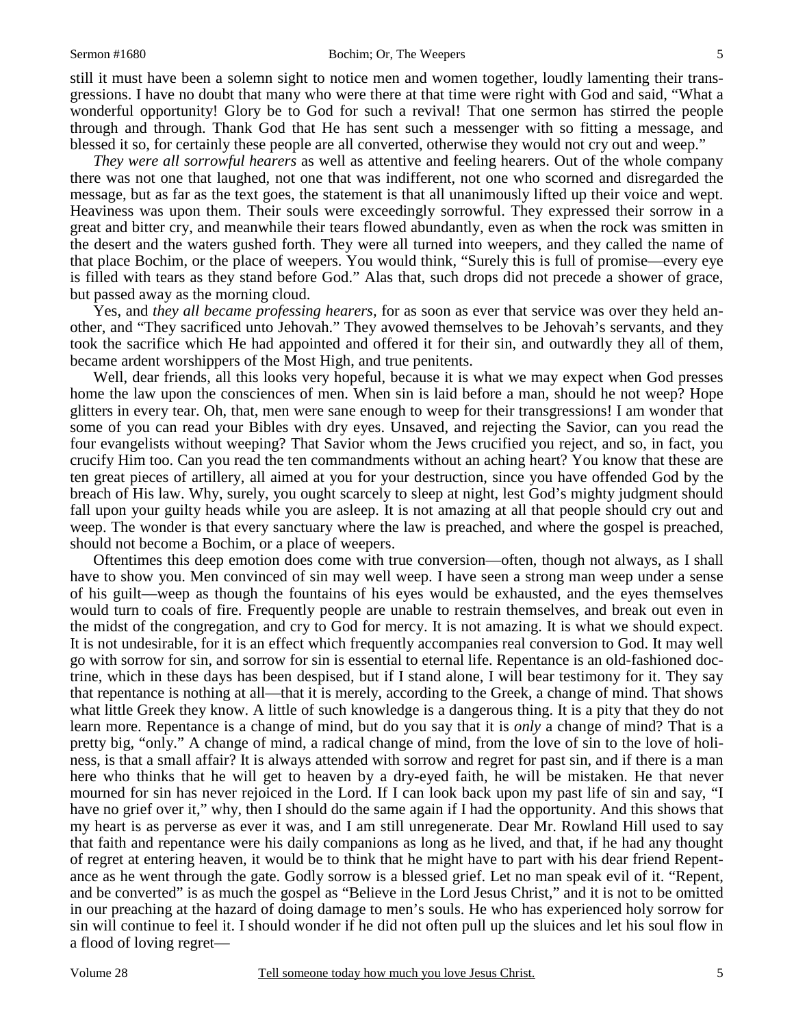still it must have been a solemn sight to notice men and women together, loudly lamenting their transgressions. I have no doubt that many who were there at that time were right with God and said, "What a wonderful opportunity! Glory be to God for such a revival! That one sermon has stirred the people through and through. Thank God that He has sent such a messenger with so fitting a message, and blessed it so, for certainly these people are all converted, otherwise they would not cry out and weep."

*They were all sorrowful hearers* as well as attentive and feeling hearers. Out of the whole company there was not one that laughed, not one that was indifferent, not one who scorned and disregarded the message, but as far as the text goes, the statement is that all unanimously lifted up their voice and wept. Heaviness was upon them. Their souls were exceedingly sorrowful. They expressed their sorrow in a great and bitter cry, and meanwhile their tears flowed abundantly, even as when the rock was smitten in the desert and the waters gushed forth. They were all turned into weepers, and they called the name of that place Bochim, or the place of weepers. You would think, "Surely this is full of promise—every eye is filled with tears as they stand before God." Alas that, such drops did not precede a shower of grace, but passed away as the morning cloud.

Yes, and *they all became professing hearers,* for as soon as ever that service was over they held another, and "They sacrificed unto Jehovah." They avowed themselves to be Jehovah's servants, and they took the sacrifice which He had appointed and offered it for their sin, and outwardly they all of them, became ardent worshippers of the Most High, and true penitents.

Well, dear friends, all this looks very hopeful, because it is what we may expect when God presses home the law upon the consciences of men. When sin is laid before a man, should he not weep? Hope glitters in every tear. Oh, that, men were sane enough to weep for their transgressions! I am wonder that some of you can read your Bibles with dry eyes. Unsaved, and rejecting the Savior, can you read the four evangelists without weeping? That Savior whom the Jews crucified you reject, and so, in fact, you crucify Him too. Can you read the ten commandments without an aching heart? You know that these are ten great pieces of artillery, all aimed at you for your destruction, since you have offended God by the breach of His law. Why, surely, you ought scarcely to sleep at night, lest God's mighty judgment should fall upon your guilty heads while you are asleep. It is not amazing at all that people should cry out and weep. The wonder is that every sanctuary where the law is preached, and where the gospel is preached, should not become a Bochim, or a place of weepers.

Oftentimes this deep emotion does come with true conversion—often, though not always, as I shall have to show you. Men convinced of sin may well weep. I have seen a strong man weep under a sense of his guilt—weep as though the fountains of his eyes would be exhausted, and the eyes themselves would turn to coals of fire. Frequently people are unable to restrain themselves, and break out even in the midst of the congregation, and cry to God for mercy. It is not amazing. It is what we should expect. It is not undesirable, for it is an effect which frequently accompanies real conversion to God. It may well go with sorrow for sin, and sorrow for sin is essential to eternal life. Repentance is an old-fashioned doctrine, which in these days has been despised, but if I stand alone, I will bear testimony for it. They say that repentance is nothing at all—that it is merely, according to the Greek, a change of mind. That shows what little Greek they know. A little of such knowledge is a dangerous thing. It is a pity that they do not learn more. Repentance is a change of mind, but do you say that it is *only* a change of mind? That is a pretty big, "only." A change of mind, a radical change of mind, from the love of sin to the love of holiness, is that a small affair? It is always attended with sorrow and regret for past sin, and if there is a man here who thinks that he will get to heaven by a dry-eyed faith, he will be mistaken. He that never mourned for sin has never rejoiced in the Lord. If I can look back upon my past life of sin and say, "I have no grief over it," why, then I should do the same again if I had the opportunity. And this shows that my heart is as perverse as ever it was, and I am still unregenerate. Dear Mr. Rowland Hill used to say that faith and repentance were his daily companions as long as he lived, and that, if he had any thought of regret at entering heaven, it would be to think that he might have to part with his dear friend Repentance as he went through the gate. Godly sorrow is a blessed grief. Let no man speak evil of it. "Repent, and be converted" is as much the gospel as "Believe in the Lord Jesus Christ," and it is not to be omitted in our preaching at the hazard of doing damage to men's souls. He who has experienced holy sorrow for sin will continue to feel it. I should wonder if he did not often pull up the sluices and let his soul flow in a flood of loving regret—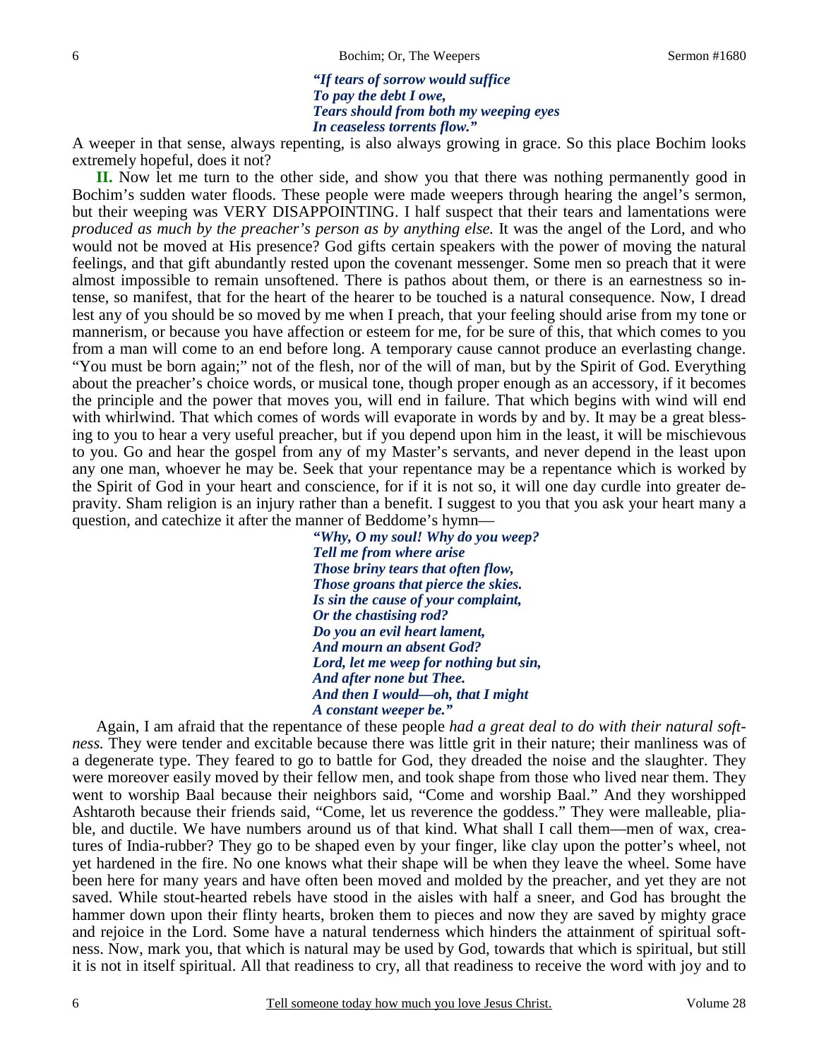*"If tears of sorrow would suffice*
*To pay the debt I owe,*
*Tears should from both my weeping eyes*
*In ceaseless torrents flow."*

A weeper in that sense, always repenting, is also always growing in grace. So this place Bochim looks extremely hopeful, does it not?

**II.** Now let me turn to the other side, and show you that there was nothing permanently good in Bochim's sudden water floods. These people were made weepers through hearing the angel's sermon, but their weeping was VERY DISAPPOINTING. I half suspect that their tears and lamentations were *produced as much by the preacher's person as by anything else.* It was the angel of the Lord, and who would not be moved at His presence? God gifts certain speakers with the power of moving the natural feelings, and that gift abundantly rested upon the covenant messenger. Some men so preach that it were almost impossible to remain unsoftened. There is pathos about them, or there is an earnestness so intense, so manifest, that for the heart of the hearer to be touched is a natural consequence. Now, I dread lest any of you should be so moved by me when I preach, that your feeling should arise from my tone or mannerism, or because you have affection or esteem for me, for be sure of this, that which comes to you from a man will come to an end before long. A temporary cause cannot produce an everlasting change. "You must be born again;" not of the flesh, nor of the will of man, but by the Spirit of God. Everything about the preacher's choice words, or musical tone, though proper enough as an accessory, if it becomes the principle and the power that moves you, will end in failure. That which begins with wind will end with whirlwind. That which comes of words will evaporate in words by and by. It may be a great blessing to you to hear a very useful preacher, but if you depend upon him in the least, it will be mischievous to you. Go and hear the gospel from any of my Master's servants, and never depend in the least upon any one man, whoever he may be. Seek that your repentance may be a repentance which is worked by the Spirit of God in your heart and conscience, for if it is not so, it will one day curdle into greater depravity. Sham religion is an injury rather than a benefit. I suggest to you that you ask your heart many a question, and catechize it after the manner of Beddome's hymn—

*"Why, O my soul! Why do you weep?*
*Tell me from where arise*
*Those briny tears that often flow,*
*Those groans that pierce the skies.*
*Is sin the cause of your complaint,*
*Or the chastising rod?*
*Do you an evil heart lament,*
*And mourn an absent God?*
*Lord, let me weep for nothing but sin,*
*And after none but Thee.*
*And then I would—oh, that I might*
*A constant weeper be."*

Again, I am afraid that the repentance of these people *had a great deal to do with their natural softness.* They were tender and excitable because there was little grit in their nature; their manliness was of a degenerate type. They feared to go to battle for God, they dreaded the noise and the slaughter. They were moreover easily moved by their fellow men, and took shape from those who lived near them. They went to worship Baal because their neighbors said, "Come and worship Baal." And they worshipped Ashtaroth because their friends said, "Come, let us reverence the goddess." They were malleable, pliable, and ductile. We have numbers around us of that kind. What shall I call them—men of wax, creatures of India-rubber? They go to be shaped even by your finger, like clay upon the potter's wheel, not yet hardened in the fire. No one knows what their shape will be when they leave the wheel. Some have been here for many years and have often been moved and molded by the preacher, and yet they are not saved. While stout-hearted rebels have stood in the aisles with half a sneer, and God has brought the hammer down upon their flinty hearts, broken them to pieces and now they are saved by mighty grace and rejoice in the Lord. Some have a natural tenderness which hinders the attainment of spiritual softness. Now, mark you, that which is natural may be used by God, towards that which is spiritual, but still it is not in itself spiritual. All that readiness to cry, all that readiness to receive the word with joy and to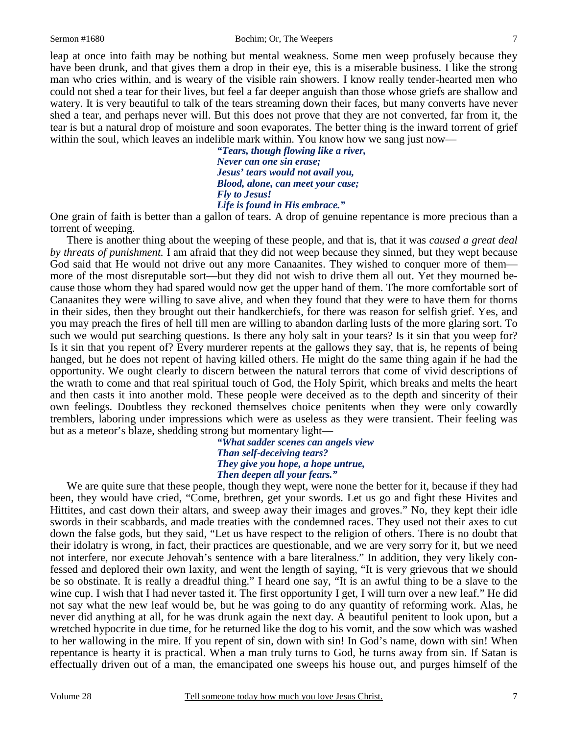leap at once into faith may be nothing but mental weakness. Some men weep profusely because they have been drunk, and that gives them a drop in their eye, this is a miserable business. I like the strong man who cries within, and is weary of the visible rain showers. I know really tender-hearted men who could not shed a tear for their lives, but feel a far deeper anguish than those whose griefs are shallow and watery. It is very beautiful to talk of the tears streaming down their faces, but many converts have never shed a tear, and perhaps never will. But this does not prove that they are not converted, far from it, the tear is but a natural drop of moisture and soon evaporates. The better thing is the inward torrent of grief within the soul, which leaves an indelible mark within. You know how we sang just now—

> ***"Tears, though flowing like a river,***
> ***Never can one sin erase;***
> ***Jesus' tears would not avail you,***
> ***Blood, alone, can meet your case;***
> ***Fly to Jesus!***
> ***Life is found in His embrace."***

One grain of faith is better than a gallon of tears. A drop of genuine repentance is more precious than a torrent of weeping.

There is another thing about the weeping of these people, and that is, that it was *caused a great deal by threats of punishment.* I am afraid that they did not weep because they sinned, but they wept because God said that He would not drive out any more Canaanites. They wished to conquer more of them—more of the most disreputable sort—but they did not wish to drive them all out. Yet they mourned because those whom they had spared would now get the upper hand of them. The more comfortable sort of Canaanites they were willing to save alive, and when they found that they were to have them for thorns in their sides, then they brought out their handkerchiefs, for there was reason for selfish grief. Yes, and you may preach the fires of hell till men are willing to abandon darling lusts of the more glaring sort. To such we would put searching questions. Is there any holy salt in your tears? Is it sin that you weep for? Is it sin that you repent of? Every murderer repents at the gallows they say, that is, he repents of being hanged, but he does not repent of having killed others. He might do the same thing again if he had the opportunity. We ought clearly to discern between the natural terrors that come of vivid descriptions of the wrath to come and that real spiritual touch of God, the Holy Spirit, which breaks and melts the heart and then casts it into another mold. These people were deceived as to the depth and sincerity of their own feelings. Doubtless they reckoned themselves choice penitents when they were only cowardly tremblers, laboring under impressions which were as useless as they were transient. Their feeling was but as a meteor's blaze, shedding strong but momentary light—

> ***"What sadder scenes can angels view***
> ***Than self-deceiving tears?***
> ***They give you hope, a hope untrue,***
> ***Then deepen all your fears."***

We are quite sure that these people, though they wept, were none the better for it, because if they had been, they would have cried, "Come, brethren, get your swords. Let us go and fight these Hivites and Hittites, and cast down their altars, and sweep away their images and groves." No, they kept their idle swords in their scabbards, and made treaties with the condemned races. They used not their axes to cut down the false gods, but they said, "Let us have respect to the religion of others. There is no doubt that their idolatry is wrong, in fact, their practices are questionable, and we are very sorry for it, but we need not interfere, nor execute Jehovah's sentence with a bare literalness." In addition, they very likely confessed and deplored their own laxity, and went the length of saying, "It is very grievous that we should be so obstinate. It is really a dreadful thing." I heard one say, "It is an awful thing to be a slave to the wine cup. I wish that I had never tasted it. The first opportunity I get, I will turn over a new leaf." He did not say what the new leaf would be, but he was going to do any quantity of reforming work. Alas, he never did anything at all, for he was drunk again the next day. A beautiful penitent to look upon, but a wretched hypocrite in due time, for he returned like the dog to his vomit, and the sow which was washed to her wallowing in the mire. If you repent of sin, down with sin! In God's name, down with sin! When repentance is hearty it is practical. When a man truly turns to God, he turns away from sin. If Satan is effectually driven out of a man, the emancipated one sweeps his house out, and purges himself of the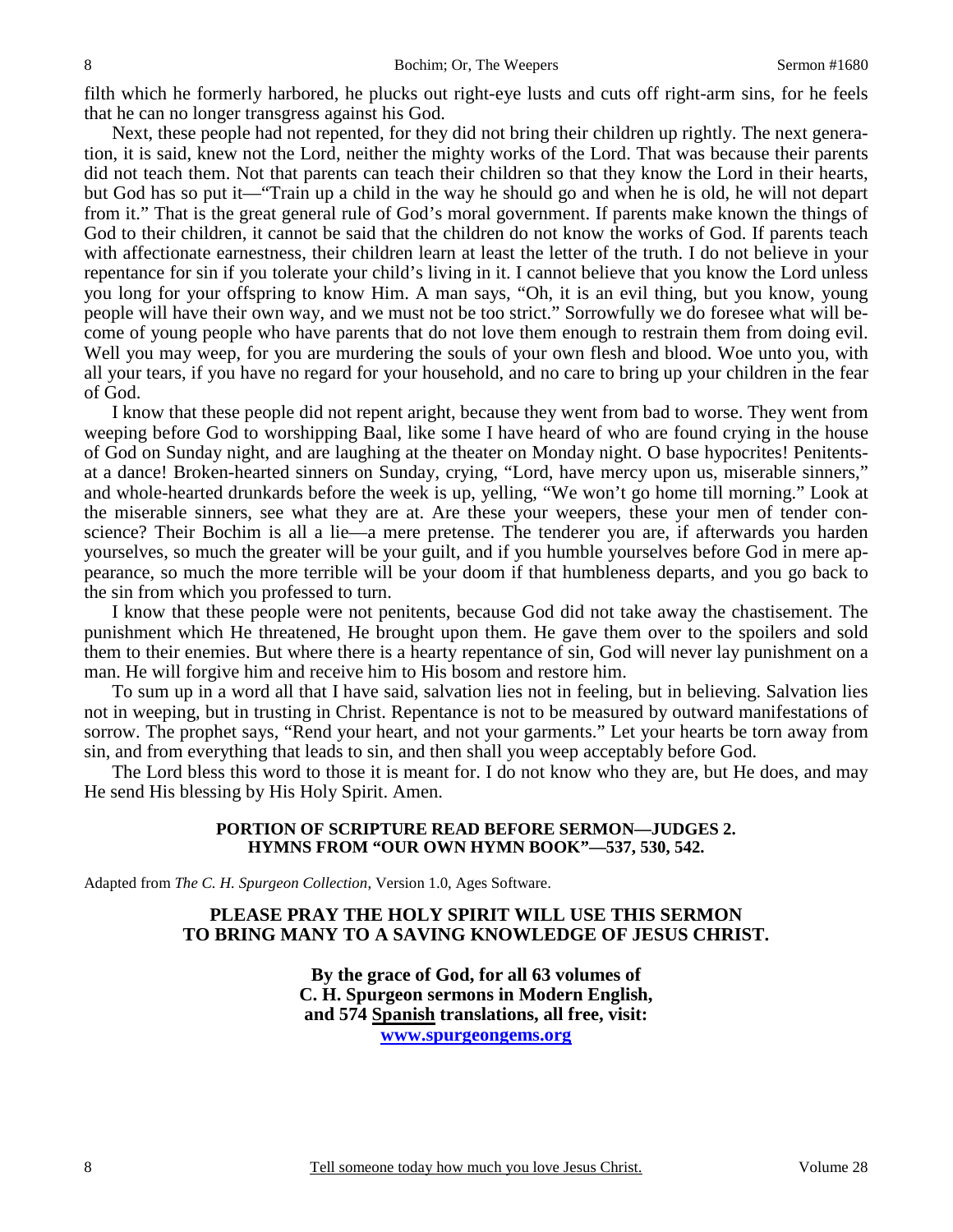filth which he formerly harbored, he plucks out right-eye lusts and cuts off right-arm sins, for he feels that he can no longer transgress against his God.

Next, these people had not repented, for they did not bring their children up rightly. The next generation, it is said, knew not the Lord, neither the mighty works of the Lord. That was because their parents did not teach them. Not that parents can teach their children so that they know the Lord in their hearts, but God has so put it—"Train up a child in the way he should go and when he is old, he will not depart from it." That is the great general rule of God's moral government. If parents make known the things of God to their children, it cannot be said that the children do not know the works of God. If parents teach with affectionate earnestness, their children learn at least the letter of the truth. I do not believe in your repentance for sin if you tolerate your child's living in it. I cannot believe that you know the Lord unless you long for your offspring to know Him. A man says, "Oh, it is an evil thing, but you know, young people will have their own way, and we must not be too strict." Sorrowfully we do foresee what will become of young people who have parents that do not love them enough to restrain them from doing evil. Well you may weep, for you are murdering the souls of your own flesh and blood. Woe unto you, with all your tears, if you have no regard for your household, and no care to bring up your children in the fear of God.

I know that these people did not repent aright, because they went from bad to worse. They went from weeping before God to worshipping Baal, like some I have heard of who are found crying in the house of God on Sunday night, and are laughing at the theater on Monday night. O base hypocrites! Penitents-at a dance! Broken-hearted sinners on Sunday, crying, "Lord, have mercy upon us, miserable sinners," and whole-hearted drunkards before the week is up, yelling, "We won't go home till morning." Look at the miserable sinners, see what they are at. Are these your weepers, these your men of tender conscience? Their Bochim is all a lie—a mere pretense. The tenderer you are, if afterwards you harden yourselves, so much the greater will be your guilt, and if you humble yourselves before God in mere appearance, so much the more terrible will be your doom if that humbleness departs, and you go back to the sin from which you professed to turn.

I know that these people were not penitents, because God did not take away the chastisement. The punishment which He threatened, He brought upon them. He gave them over to the spoilers and sold them to their enemies. But where there is a hearty repentance of sin, God will never lay punishment on a man. He will forgive him and receive him to His bosom and restore him.

To sum up in a word all that I have said, salvation lies not in feeling, but in believing. Salvation lies not in weeping, but in trusting in Christ. Repentance is not to be measured by outward manifestations of sorrow. The prophet says, "Rend your heart, and not your garments." Let your hearts be torn away from sin, and from everything that leads to sin, and then shall you weep acceptably before God.

The Lord bless this word to those it is meant for. I do not know who they are, but He does, and may He send His blessing by His Holy Spirit. Amen.

**PORTION OF SCRIPTURE READ BEFORE SERMON—JUDGES 2.**
**HYMNS FROM "OUR OWN HYMN BOOK"—537, 530, 542.**

Adapted from *The C. H. Spurgeon Collection*, Version 1.0, Ages Software.

**PLEASE PRAY THE HOLY SPIRIT WILL USE THIS SERMON TO BRING MANY TO A SAVING KNOWLEDGE OF JESUS CHRIST.**

**By the grace of God, for all 63 volumes of C. H. Spurgeon sermons in Modern English, and 574 Spanish translations, all free, visit: www.spurgeongems.org**